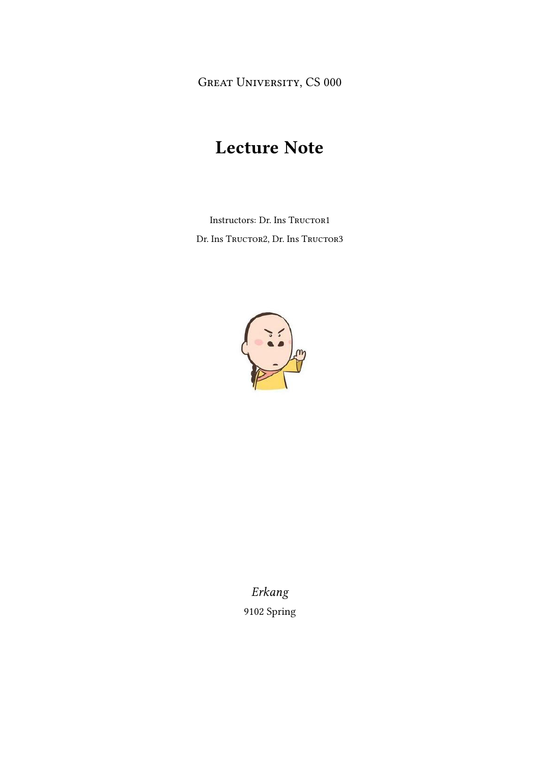Great University, CS 000

# Lecture Note

Instructors: Dr. Ins Tructor1

Dr. Ins Tructor2, Dr. Ins Tructor3

*Erkang*

9102 Spring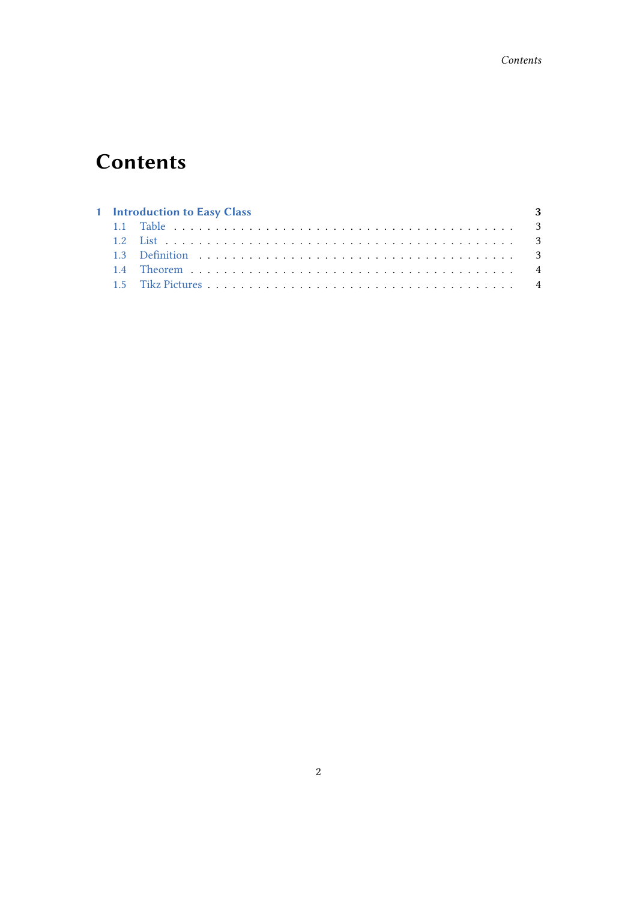# Contents

**1 Introduction to Easy Class** **3**

- 1.1 Table . . . . . . . . . . . . . . . . . . . . . . . . . . . . . . . . . . . . . 3
- 1.2 List . . . . . . . . . . . . . . . . . . . . . . . . . . . . . . . . . . . . . . 3
- 1.3 Definition . . . . . . . . . . . . . . . . . . . . . . . . . . . . . . . . . . 3
- 1.4 Theorem . . . . . . . . . . . . . . . . . . . . . . . . . . . . . . . . . . . 4
- 1.5 Tikz Pictures . . . . . . . . . . . . . . . . . . . . . . . . . . . . . . . . 4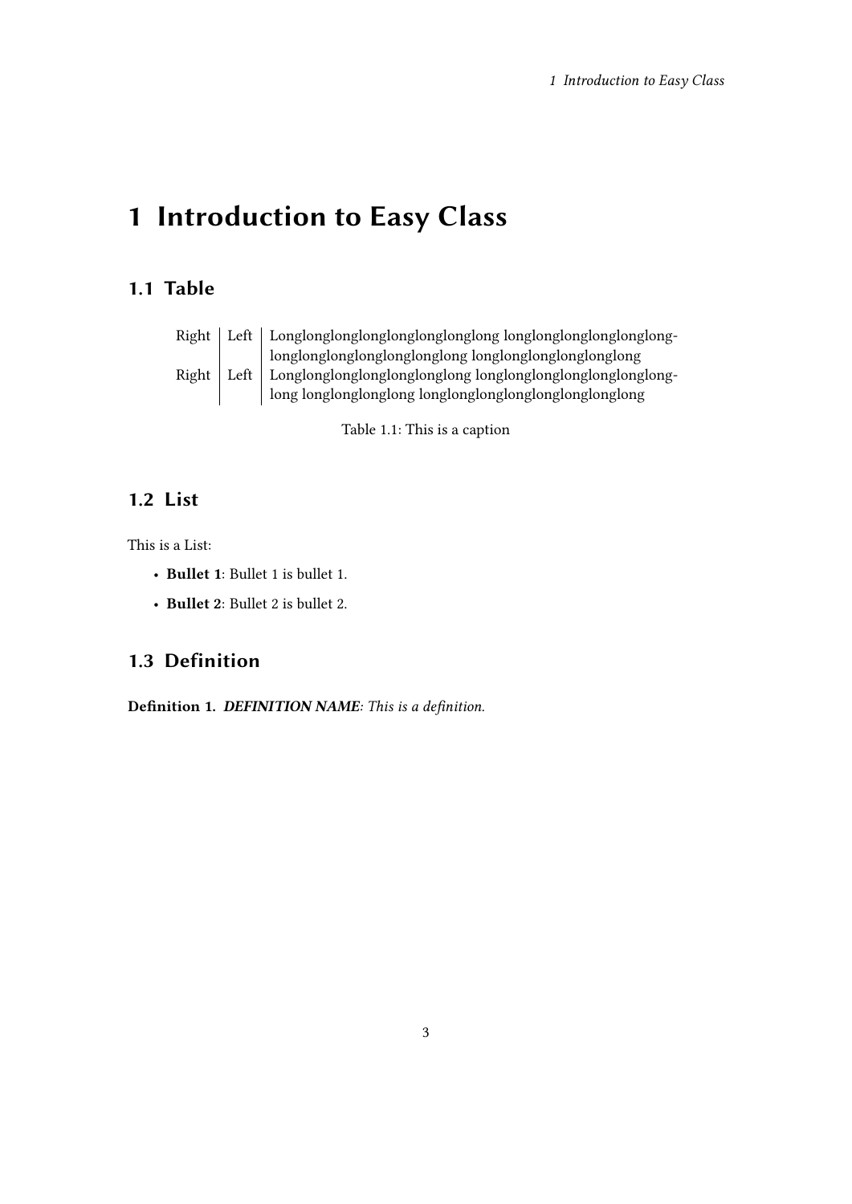# 1 Introduction to Easy Class

## 1.1 Table

| | | |
|---|---|---|
| Right | Left | Longlonglonglonglonglonglonglong longlonglonglonglonglong-longlonglonglonglonglonglong longlonglonglonglonglong |
| Right | Left | Longlonglonglonglonglonglong longlonglonglonglonglonglong-long longlonglonglong longlonglonglonglonglonglonglong |

Table 1.1: This is a caption

## 1.2 List

This is a List:

- **Bullet 1**: Bullet 1 is bullet 1.
- **Bullet 2**: Bullet 2 is bullet 2.

## 1.3 Definition

**Definition 1.** ***DEFINITION NAME****: This is a definition.*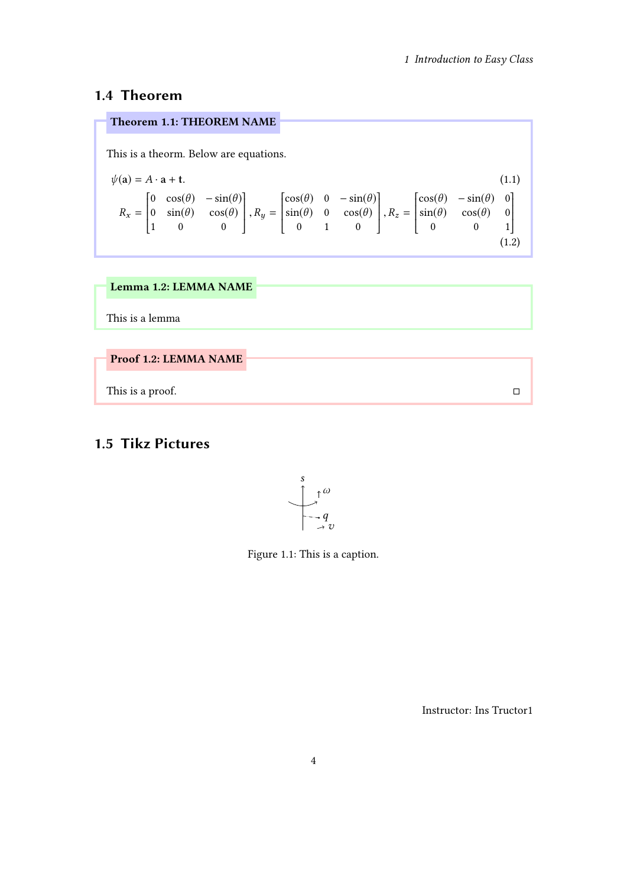## 1.4 Theorem

**Theorem 1.1: THEOREM NAME**

This is a theorm. Below are equations.

$$\psi(\mathbf{a}) = A \cdot \mathbf{a} + \mathbf{t}. \tag{1.1}$$

$$R_x = \begin{bmatrix} 0 & \cos(\theta) & -\sin(\theta) \\ 0 & \sin(\theta) & \cos(\theta) \\ 1 & 0 & 0 \end{bmatrix}, R_y = \begin{bmatrix} \cos(\theta) & 0 & -\sin(\theta) \\ \sin(\theta) & 0 & \cos(\theta) \\ 0 & 1 & 0 \end{bmatrix}, R_z = \begin{bmatrix} \cos(\theta) & -\sin(\theta) & 0 \\ \sin(\theta) & \cos(\theta) & 0 \\ 0 & 0 & 1 \end{bmatrix} \tag{1.2}$$

**Lemma 1.2: LEMMA NAME**

This is a lemma

**Proof 1.2: LEMMA NAME**

This is a proof. □

## 1.5 Tikz Pictures

$s$

$\omega$

$q$

$v$

Figure 1.1: This is a caption.

Instructor: Ins Tructor1